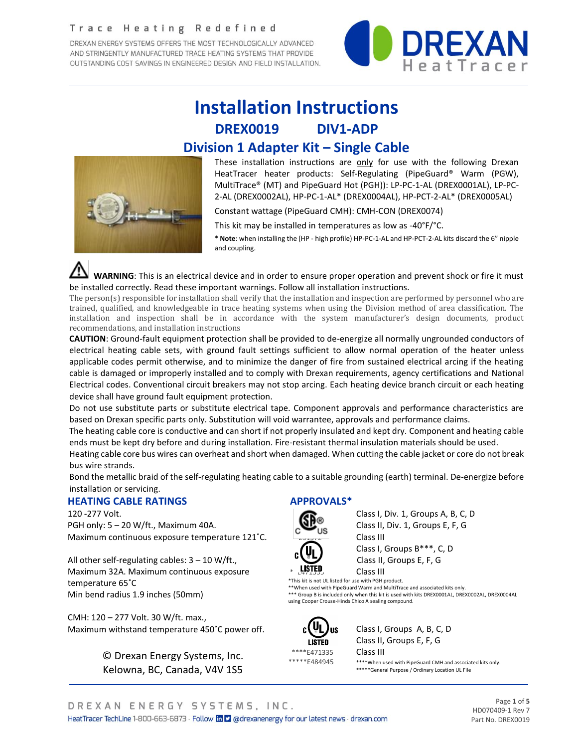Trace Heating Redefined

DREXAN ENERGY SYSTEMS OFFERS THE MOST TECHNOLOGICALLY ADVANCED AND STRINGENTLY MANUFACTURED TRACE HEATING SYSTEMS THAT PROVIDE OUTSTANDING COST SAVINGS IN ENGINEERED DESIGN AND FIELD INSTALLATION.

DREXAN HeatTracer

# Installation Instructions

## DREX0019 DIV1-ADP

## Division 1 Adapter Kit – Single Cable

These installation instructions are only for use with the following Drexan HeatTracer heater products: Self-Regulating (PipeGuard® Warm (PGW), MultiTrace® (MT) and PipeGuard Hot (PGH)): LP-PC-1-AL (DREX0001AL), LP-PC-2-AL (DREX0002AL), HP-PC-1-AL* (DREX0004AL), HP-PCT-2-AL* (DREX0005AL)

Constant wattage (PipeGuard CMH): CMH-CON (DREX0074)

This kit may be installed in temperatures as low as -40°F/°C.

* **Note**: when installing the (HP - high profile) HP-PC-1-AL and HP-PCT-2-AL kits discard the 6" nipple and coupling.

**WARNING**: This is an electrical device and in order to ensure proper operation and prevent shock or fire it must be installed correctly. Read these important warnings. Follow all installation instructions.

The person(s) responsible for installation shall verify that the installation and inspection are performed by personnel who are trained, qualified, and knowledgeable in trace heating systems when using the Division method of area classification. The installation and inspection shall be in accordance with the system manufacturer's design documents, product recommendations, and installation instructions

**CAUTION**: Ground-fault equipment protection shall be provided to de-energize all normally ungrounded conductors of electrical heating cable sets, with ground fault settings sufficient to allow normal operation of the heater unless applicable codes permit otherwise, and to minimize the danger of fire from sustained electrical arcing if the heating cable is damaged or improperly installed and to comply with Drexan requirements, agency certifications and National Electrical codes. Conventional circuit breakers may not stop arcing. Each heating device branch circuit or each heating device shall have ground fault equipment protection.

Do not use substitute parts or substitute electrical tape. Component approvals and performance characteristics are based on Drexan specific parts only. Substitution will void warrantee, approvals and performance claims.

The heating cable core is conductive and can short if not properly insulated and kept dry. Component and heating cable ends must be kept dry before and during installation. Fire-resistant thermal insulation materials should be used.

Heating cable core bus wires can overheat and short when damaged. When cutting the cable jacket or core do not break bus wire strands.

Bond the metallic braid of the self-regulating heating cable to a suitable grounding (earth) terminal. De-energize before installation or servicing.

### HEATING CABLE RATINGS

120 -277 Volt.
PGH only: 5 – 20 W/ft., Maximum 40A.
Maximum continuous exposure temperature 121˚C.

All other self-regulating cables: 3 – 10 W/ft., Maximum 32A. Maximum continuous exposure temperature 65˚C
Min bend radius 1.9 inches (50mm)

CMH: 120 – 277 Volt. 30 W/ft. max.,
Maximum withstand temperature 450˚C power off.

© Drexan Energy Systems, Inc.
Kelowna, BC, Canada, V4V 1S5

### APPROVALS*

CSA C US 231572
- Class I, Div. 1, Groups A, B, C, D
- Class II, Div. 1, Groups E, F, G
- Class III

c UL LISTED * E471335
- Class I, Groups B***, C, D
- Class II, Groups E, F, G
- Class III

*This kit is not UL listed for use with PGH product.
**When used with PipeGuard Warm and MultiTrace and associated kits only.
*** Group B is included only when this kit is used with kits DREX0001AL, DREX0002AL, DREX0004AL using Cooper Crouse-Hinds Chico A sealing compound.

c UL us LISTED ****E471335 *****E484945
- Class I, Groups A, B, C, D
- Class II, Groups E, F, G
- Class III

****When used with PipeGuard CMH and associated kits only.
*****General Purpose / Ordinary Location UL File

DREXAN ENERGY SYSTEMS, INC.
HeatTracer TechLine 1-800-663-6873 · Follow @drexanenergy for our latest news · drexan.com

HD070409-1 Rev 7
Part No. DREX0019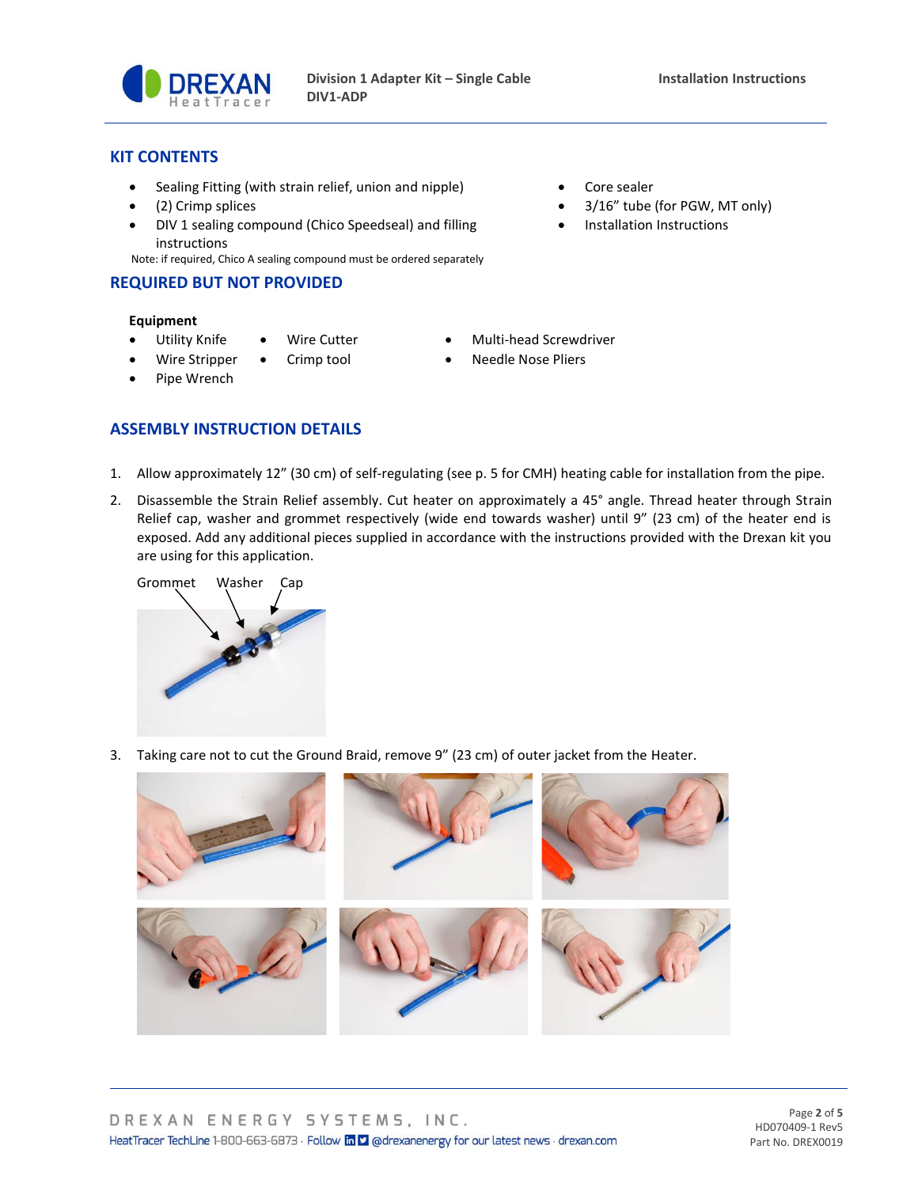## KIT CONTENTS

- Sealing Fitting (with strain relief, union and nipple)
- (2) Crimp splices
- DIV 1 sealing compound (Chico Speedseal) and filling instructions

Note: if required, Chico A sealing compound must be ordered separately

- Core sealer
- 3/16" tube (for PGW, MT only)
- Installation Instructions

## REQUIRED BUT NOT PROVIDED

**Equipment**

- Utility Knife
- Wire Stripper
- Pipe Wrench
- Wire Cutter
- Crimp tool
- Multi-head Screwdriver
- Needle Nose Pliers

## ASSEMBLY INSTRUCTION DETAILS

1. Allow approximately 12" (30 cm) of self-regulating (see p. 5 for CMH) heating cable for installation from the pipe.
2. Disassemble the Strain Relief assembly. Cut heater on approximately a 45° angle. Thread heater through Strain Relief cap, washer and grommet respectively (wide end towards washer) until 9" (23 cm) of the heater end is exposed. Add any additional pieces supplied in accordance with the instructions provided with the Drexan kit you are using for this application.

Grommet Washer Cap

3. Taking care not to cut the Ground Braid, remove 9" (23 cm) of outer jacket from the Heater.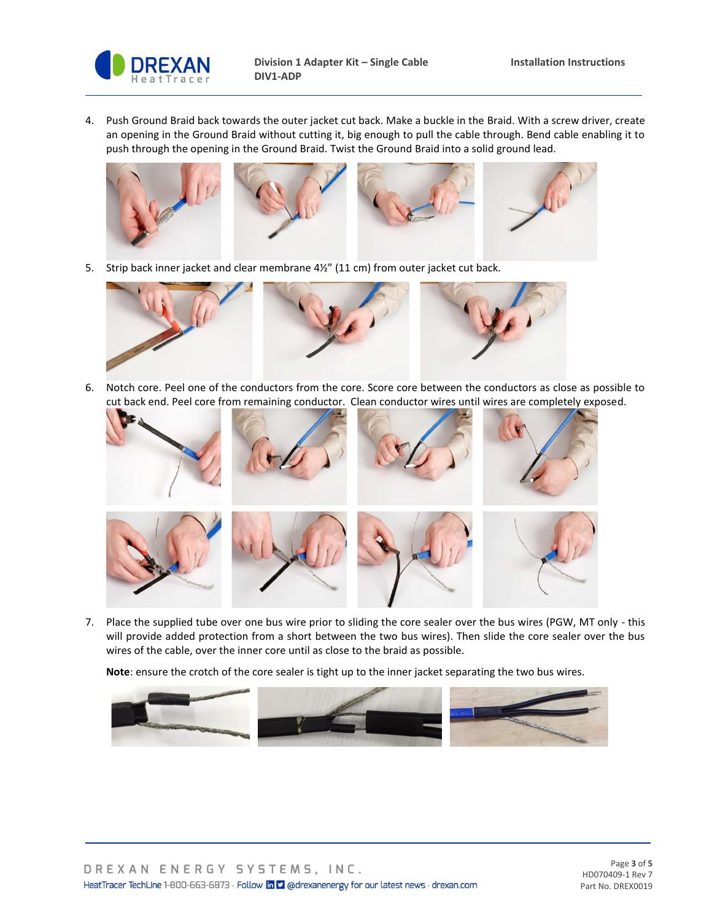4. Push Ground Braid back towards the outer jacket cut back. Make a buckle in the Braid. With a screw driver, create an opening in the Ground Braid without cutting it, big enough to pull the cable through. Bend cable enabling it to push through the opening in the Ground Braid. Twist the Ground Braid into a solid ground lead.

5. Strip back inner jacket and clear membrane 4½" (11 cm) from outer jacket cut back.

6. Notch core. Peel one of the conductors from the core. Score core between the conductors as close as possible to cut back end. Peel core from remaining conductor. Clean conductor wires until wires are completely exposed.

7. Place the supplied tube over one bus wire prior to sliding the core sealer over the bus wires (PGW, MT only - this will provide added protection from a short between the two bus wires). Then slide the core sealer over the bus wires of the cable, over the inner core until as close to the braid as possible.

   **Note**: ensure the crotch of the core sealer is tight up to the inner jacket separating the two bus wires.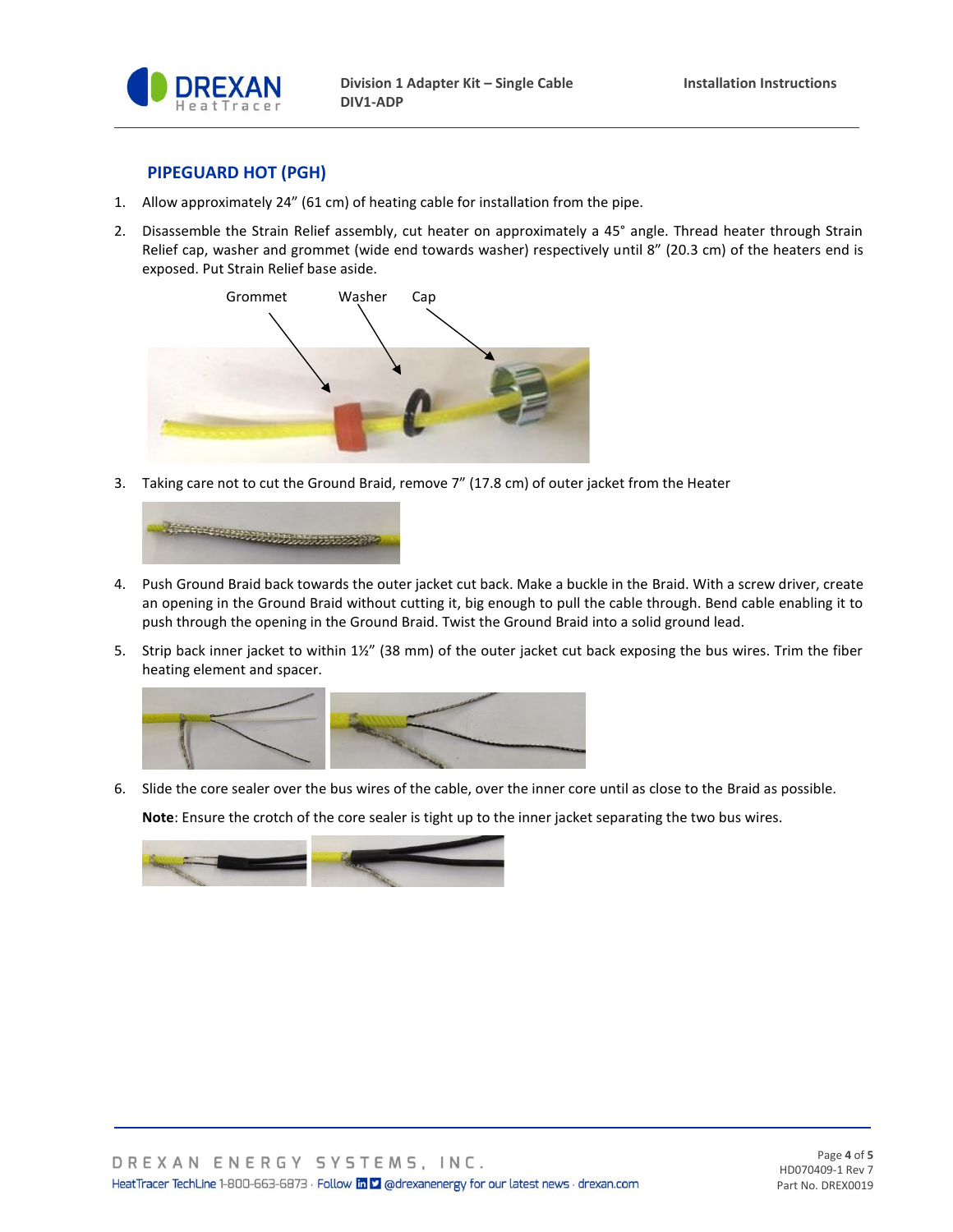## PIPEGUARD HOT (PGH)

1. Allow approximately 24" (61 cm) of heating cable for installation from the pipe.
2. Disassemble the Strain Relief assembly, cut heater on approximately a 45° angle. Thread heater through Strain Relief cap, washer and grommet (wide end towards washer) respectively until 8" (20.3 cm) of the heaters end is exposed. Put Strain Relief base aside.

   Grommet   Washer   Cap

3. Taking care not to cut the Ground Braid, remove 7" (17.8 cm) of outer jacket from the Heater
4. Push Ground Braid back towards the outer jacket cut back. Make a buckle in the Braid. With a screw driver, create an opening in the Ground Braid without cutting it, big enough to pull the cable through. Bend cable enabling it to push through the opening in the Ground Braid. Twist the Ground Braid into a solid ground lead.
5. Strip back inner jacket to within 1½" (38 mm) of the outer jacket cut back exposing the bus wires. Trim the fiber heating element and spacer.
6. Slide the core sealer over the bus wires of the cable, over the inner core until as close to the Braid as possible.

   **Note**: Ensure the crotch of the core sealer is tight up to the inner jacket separating the two bus wires.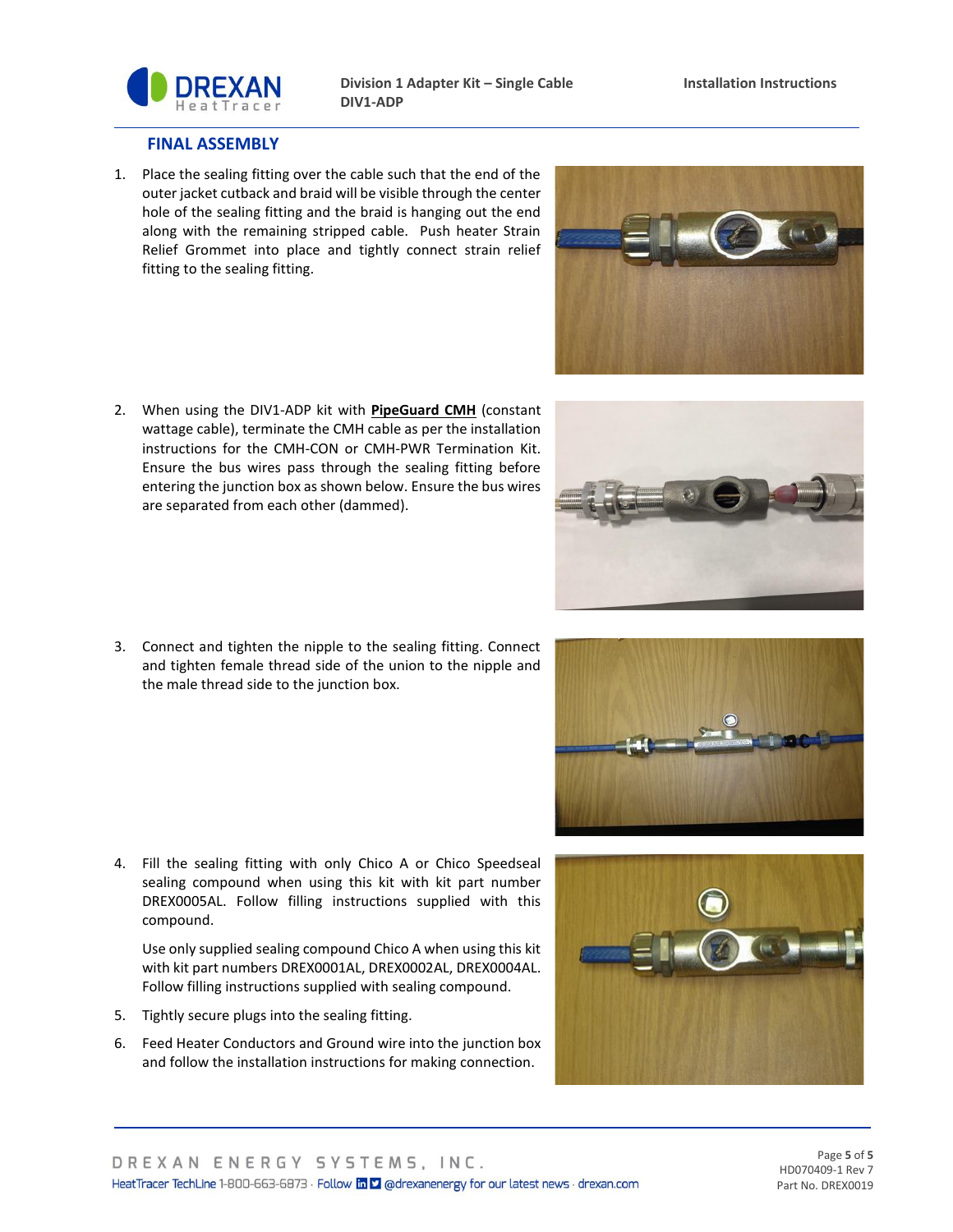## FINAL ASSEMBLY

1. Place the sealing fitting over the cable such that the end of the outer jacket cutback and braid will be visible through the center hole of the sealing fitting and the braid is hanging out the end along with the remaining stripped cable. Push heater Strain Relief Grommet into place and tightly connect strain relief fitting to the sealing fitting.

2. When using the DIV1-ADP kit with **PipeGuard CMH** (constant wattage cable), terminate the CMH cable as per the installation instructions for the CMH-CON or CMH-PWR Termination Kit. Ensure the bus wires pass through the sealing fitting before entering the junction box as shown below. Ensure the bus wires are separated from each other (dammed).

3. Connect and tighten the nipple to the sealing fitting. Connect and tighten female thread side of the union to the nipple and the male thread side to the junction box.

4. Fill the sealing fitting with only Chico A or Chico Speedseal sealing compound when using this kit with kit part number DREX0005AL. Follow filling instructions supplied with this compound.

   Use only supplied sealing compound Chico A when using this kit with kit part numbers DREX0001AL, DREX0002AL, DREX0004AL. Follow filling instructions supplied with sealing compound.

5. Tightly secure plugs into the sealing fitting.

6. Feed Heater Conductors and Ground wire into the junction box and follow the installation instructions for making connection.